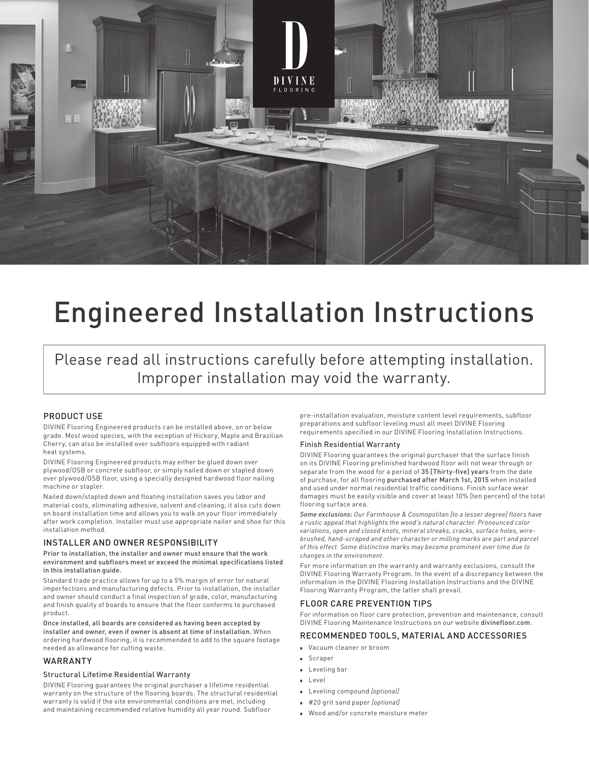# Engineered Installation Instructions

Please read all instructions carefully before attempting installation. Improper installation may void the warranty.

## PRODUCT USE

DIVINE Flooring Engineered products can be installed above, on or below grade. Most wood species, with the exception of Hickory, Maple and Brazilian Cherry, can also be installed over subfloors equipped with radiant heat systems.

DIVINE Flooring Engineered products may either be glued down over plywood/OSB or concrete subfloor, or simply nailed down or stapled down over plywood/OSB floor, using a specially designed hardwood floor nailing machine or stapler.

Nailed down/stapled down and floating installation saves you labor and material costs, eliminating adhesive, solvent and cleaning; it also cuts down on board installation time and allows you to walk on your floor immediately after work completion. Installer must use appropriate nailer and shoe for this installation method.

## INSTALLER AND OWNER RESPONSIBILITY

**Prior to installation, the installer and owner must ensure that the work environment and subfloors meet or exceed the minimal specifications listed in this installation guide.**

Standard trade practice allows for up to a 5% margin of error for natural imperfections and manufacturing defects. Prior to installation, the installer and owner should conduct a final inspection of grade, color, manufacturing and finish quality of boards to ensure that the floor conforms to purchased product.

**Once installed, all boards are considered as having been accepted by installer and owner, even if owner is absent at time of installation.** When ordering hardwood flooring, it is recommended to add to the square footage needed as allowance for cutting waste.

## WARRANTY

### Structural Lifetime Residential Warranty

DIVINE Flooring guarantees the original purchaser a lifetime residential warranty on the structure of the flooring boards. The structural residential warranty is valid if the site environmental conditions are met, including and maintaining recommended relative humidity all year round. Subfloor pre-installation evaluation, moisture content level requirements, subfloor preparations and subfloor leveling must all meet DIVINE Flooring requirements specified in our DIVINE Flooring Installation Instructions.

### Finish Residential Warranty

DIVINE Flooring guarantees the original purchaser that the surface finish on its DIVINE Flooring prefinished hardwood floor will not wear through or separate from the wood for a period of 35 [Thirty-five] years from the date of purchase, for all flooring purchased after March 1st, 2015 when installed and used under normal residential traffic conditions. Finish surface wear damages must be easily visible and cover at least 10% [ten percent] of the total flooring surface area.

*Some exclusions: Our Farmhouse & Cosmopolitan [to a lesser degree] floors have a rustic appeal that highlights the wood's natural character. Pronounced color variations, open and closed knots, mineral streaks, cracks, surface holes, wire-brushed, hand-scraped and other character or milling marks are part and parcel of this effect. Some distinctive marks may become prominent over time due to changes in the environment.*

For more information on the warranty and warranty exclusions, consult the DIVINE Flooring Warranty Program. In the event of a discrepancy between the information in the DIVINE Flooring Installation Instructions and the DIVINE Flooring Warranty Program, the latter shall prevail.

## FLOOR CARE PREVENTION TIPS

For information on floor care protection, prevention and maintenance, consult DIVINE Flooring Maintenance Instructions on our website divinefloor.com.

## RECOMMENDED TOOLS, MATERIAL AND ACCESSORIES

- Vacuum cleaner or broom
- Scraper
- Leveling bar
- Level
- Leveling compound *[optional]*
- #20 grit sand paper *[optional]*
- Wood and/or concrete moisture meter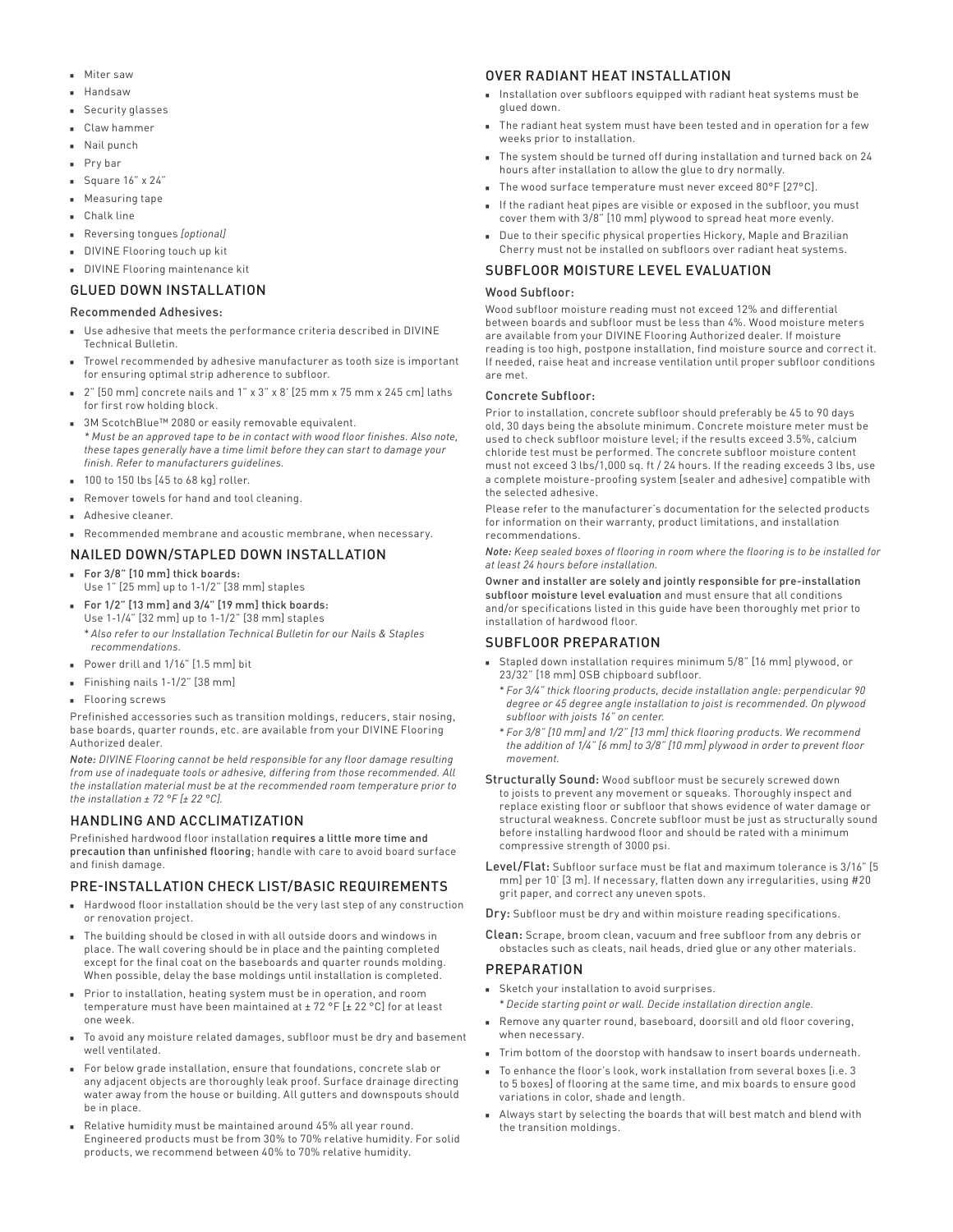- Miter saw
- Handsaw
- Security glasses
- Claw hammer
- Nail punch
- Pry bar
- Square 16" x 24"
- Measuring tape
- Chalk line
- Reversing tongues *[optional]*
- DIVINE Flooring touch up kit
- DIVINE Flooring maintenance kit

## GLUED DOWN INSTALLATION

### Recommended Adhesives:

- Use adhesive that meets the performance criteria described in DIVINE Technical Bulletin.
- Trowel recommended by adhesive manufacturer as tooth size is important for ensuring optimal strip adherence to subfloor.
- 2" [50 mm] concrete nails and 1" x 3" x 8' [25 mm x 75 mm x 245 cm] laths for first row holding block.
- 3M ScotchBlue™ 2080 or easily removable equivalent.
  *\* Must be an approved tape to be in contact with wood floor finishes. Also note, these tapes generally have a time limit before they can start to damage your finish. Refer to manufacturers guidelines.*
- 100 to 150 lbs [45 to 68 kg] roller.
- Remover towels for hand and tool cleaning.
- Adhesive cleaner.
- Recommended membrane and acoustic membrane, when necessary.

## NAILED DOWN/STAPLED DOWN INSTALLATION

- For 3/8" [10 mm] thick boards:
  Use 1" [25 mm] up to 1-1/2" [38 mm] staples
- For 1/2" [13 mm] and 3/4" [19 mm] thick boards:
  Use 1-1/4" [32 mm] up to 1-1/2" [38 mm] staples
  *\* Also refer to our Installation Technical Bulletin for our Nails & Staples recommendations.*
- Power drill and 1/16" [1.5 mm] bit
- Finishing nails 1-1/2" [38 mm]
- Flooring screws

Prefinished accessories such as transition moldings, reducers, stair nosing, base boards, quarter rounds, etc. are available from your DIVINE Flooring Authorized dealer.

*Note: DIVINE Flooring cannot be held responsible for any floor damage resulting from use of inadequate tools or adhesive, differing from those recommended. All the installation material must be at the recommended room temperature prior to the installation ± 72 °F [± 22 °C].*

## HANDLING AND ACCLIMATIZATION

Prefinished hardwood floor installation **requires a little more time and precaution than unfinished flooring**; handle with care to avoid board surface and finish damage.

## PRE-INSTALLATION CHECK LIST/BASIC REQUIREMENTS

- Hardwood floor installation should be the very last step of any construction or renovation project.
- The building should be closed in with all outside doors and windows in place. The wall covering should be in place and the painting completed except for the final coat on the baseboards and quarter rounds molding. When possible, delay the base moldings until installation is completed.
- Prior to installation, heating system must be in operation, and room temperature must have been maintained at ± 72 °F [± 22 °C] for at least one week.
- To avoid any moisture related damages, subfloor must be dry and basement well ventilated.
- For below grade installation, ensure that foundations, concrete slab or any adjacent objects are thoroughly leak proof. Surface drainage directing water away from the house or building. All gutters and downspouts should be in place.
- Relative humidity must be maintained around 45% all year round. Engineered products must be from 30% to 70% relative humidity. For solid products, we recommend between 40% to 70% relative humidity.

## OVER RADIANT HEAT INSTALLATION

- Installation over subfloors equipped with radiant heat systems must be glued down.
- The radiant heat system must have been tested and in operation for a few weeks prior to installation.
- The system should be turned off during installation and turned back on 24 hours after installation to allow the glue to dry normally.
- The wood surface temperature must never exceed 80°F [27°C].
- If the radiant heat pipes are visible or exposed in the subfloor, you must cover them with 3/8" [10 mm] plywood to spread heat more evenly.
- Due to their specific physical properties Hickory, Maple and Brazilian Cherry must not be installed on subfloors over radiant heat systems.

## SUBFLOOR MOISTURE LEVEL EVALUATION

### Wood Subfloor:

Wood subfloor moisture reading must not exceed 12% and differential between boards and subfloor must be less than 4%. Wood moisture meters are available from your DIVINE Flooring Authorized dealer. If moisture reading is too high, postpone installation, find moisture source and correct it. If needed, raise heat and increase ventilation until proper subfloor conditions are met.

### Concrete Subfloor:

Prior to installation, concrete subfloor should preferably be 45 to 90 days old, 30 days being the absolute minimum. Concrete moisture meter must be used to check subfloor moisture level; if the results exceed 3.5%, calcium chloride test must be performed. The concrete subfloor moisture content must not exceed 3 lbs/1,000 sq. ft / 24 hours. If the reading exceeds 3 lbs, use a complete moisture-proofing system [sealer and adhesive] compatible with the selected adhesive.

Please refer to the manufacturer's documentation for the selected products for information on their warranty, product limitations, and installation recommendations.

*Note: Keep sealed boxes of flooring in room where the flooring is to be installed for at least 24 hours before installation.*

**Owner and installer are solely and jointly responsible for pre-installation subfloor moisture level evaluation** and must ensure that all conditions and/or specifications listed in this guide have been thoroughly met prior to installation of hardwood floor.

## SUBFLOOR PREPARATION

- Stapled down installation requires minimum 5/8" [16 mm] plywood, or 23/32" [18 mm] OSB chipboard subfloor.
  *\* For 3/4" thick flooring products, decide installation angle: perpendicular 90 degree or 45 degree angle installation to joist is recommended. On plywood subfloor with joists 16" on center.*
  *\* For 3/8" [10 mm] and 1/2" [13 mm] thick flooring products. We recommend the addition of 1/4" [6 mm] to 3/8" [10 mm] plywood in order to prevent floor movement.*

**Structurally Sound:** Wood subfloor must be securely screwed down to joists to prevent any movement or squeaks. Thoroughly inspect and replace existing floor or subfloor that shows evidence of water damage or structural weakness. Concrete subfloor must be just as structurally sound before installing hardwood floor and should be rated with a minimum compressive strength of 3000 psi.

**Level/Flat:** Subfloor surface must be flat and maximum tolerance is 3/16" [5 mm] per 10' [3 m]. If necessary, flatten down any irregularities, using #20 grit paper, and correct any uneven spots.

**Dry:** Subfloor must be dry and within moisture reading specifications.

**Clean:** Scrape, broom clean, vacuum and free subfloor from any debris or obstacles such as cleats, nail heads, dried glue or any other materials.

## PREPARATION

- Sketch your installation to avoid surprises.
  *\* Decide starting point or wall. Decide installation direction angle.*
- Remove any quarter round, baseboard, doorsill and old floor covering, when necessary.
- Trim bottom of the doorstop with handsaw to insert boards underneath.
- To enhance the floor's look, work installation from several boxes [i.e. 3 to 5 boxes] of flooring at the same time, and mix boards to ensure good variations in color, shade and length.
- Always start by selecting the boards that will best match and blend with the transition moldings.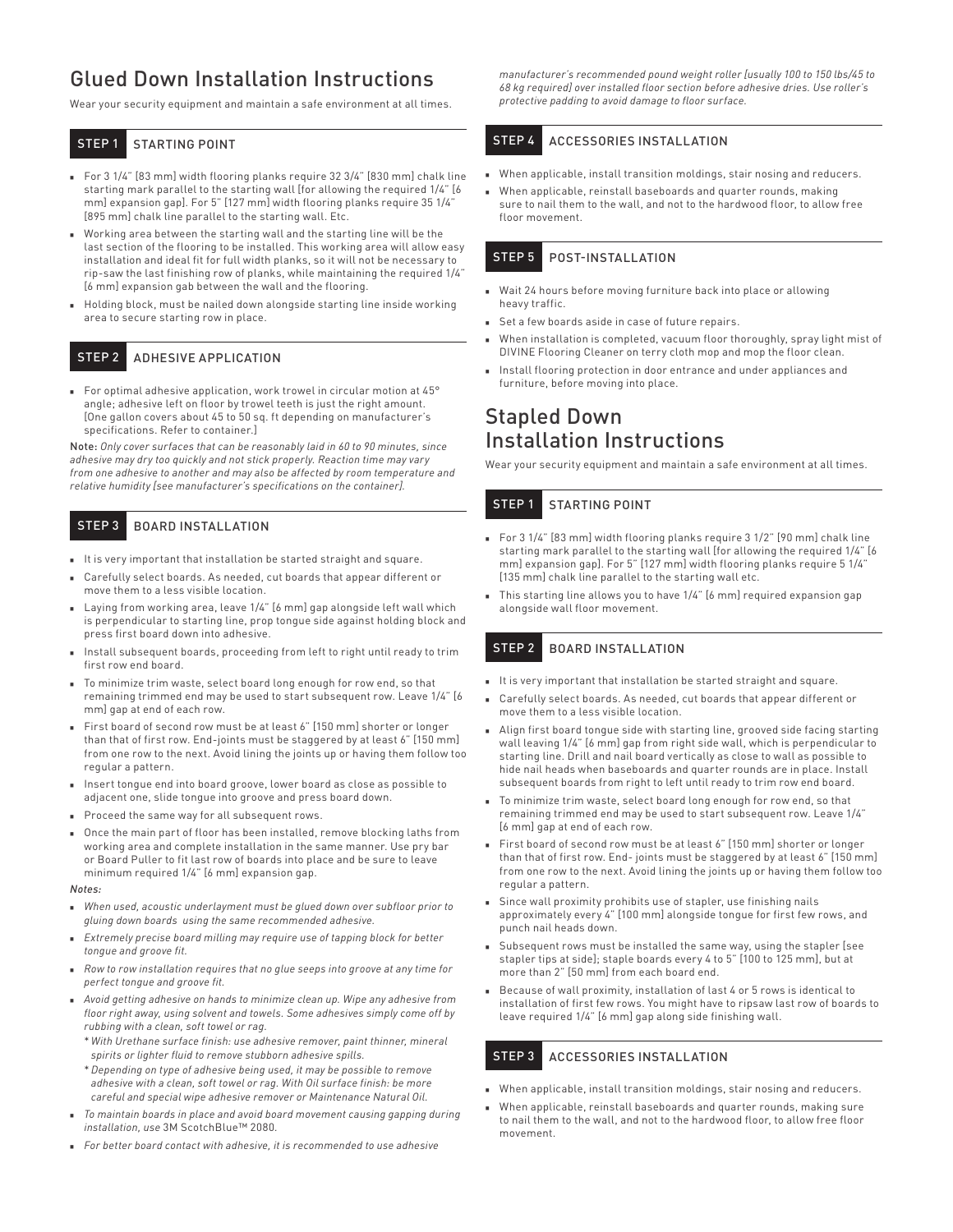# Glued Down Installation Instructions

Wear your security equipment and maintain a safe environment at all times.

## STEP 1 STARTING POINT

- For 3 1/4" [83 mm] width flooring planks require 32 3/4" [830 mm] chalk line starting mark parallel to the starting wall [for allowing the required 1/4" [6 mm] expansion gap]. For 5" [127 mm] width flooring planks require 35 1/4" [895 mm] chalk line parallel to the starting wall. Etc.
- Working area between the starting wall and the starting line will be the last section of the flooring to be installed. This working area will allow easy installation and ideal fit for full width planks, so it will not be necessary to rip-saw the last finishing row of planks, while maintaining the required 1/4" [6 mm] expansion gab between the wall and the flooring.
- Holding block, must be nailed down alongside starting line inside working area to secure starting row in place.

## STEP 2 ADHESIVE APPLICATION

- For optimal adhesive application, work trowel in circular motion at 45° angle; adhesive left on floor by trowel teeth is just the right amount. [One gallon covers about 45 to 50 sq. ft depending on manufacturer's specifications. Refer to container.]

Note: *Only cover surfaces that can be reasonably laid in 60 to 90 minutes, since adhesive may dry too quickly and not stick properly. Reaction time may vary from one adhesive to another and may also be affected by room temperature and relative humidity [see manufacturer's specifications on the container].*

## STEP 3 BOARD INSTALLATION

- It is very important that installation be started straight and square.
- Carefully select boards. As needed, cut boards that appear different or move them to a less visible location.
- Laying from working area, leave 1/4" [6 mm] gap alongside left wall which is perpendicular to starting line, prop tongue side against holding block and press first board down into adhesive.
- Install subsequent boards, proceeding from left to right until ready to trim first row end board.
- To minimize trim waste, select board long enough for row end, so that remaining trimmed end may be used to start subsequent row. Leave 1/4" [6 mm] gap at end of each row.
- First board of second row must be at least 6" [150 mm] shorter or longer than that of first row. End-joints must be staggered by at least 6" [150 mm] from one row to the next. Avoid lining the joints up or having them follow too regular a pattern.
- Insert tongue end into board groove, lower board as close as possible to adjacent one, slide tongue into groove and press board down.
- Proceed the same way for all subsequent rows.
- Once the main part of floor has been installed, remove blocking laths from working area and complete installation in the same manner. Use pry bar or Board Puller to fit last row of boards into place and be sure to leave minimum required 1/4" [6 mm] expansion gap.

*Notes:*

- *When used, acoustic underlayment must be glued down over subfloor prior to gluing down boards using the same recommended adhesive.*
- *Extremely precise board milling may require use of tapping block for better tongue and groove fit.*
- *Row to row installation requires that no glue seeps into groove at any time for perfect tongue and groove fit.*
- *Avoid getting adhesive on hands to minimize clean up. Wipe any adhesive from floor right away, using solvent and towels. Some adhesives simply come off by rubbing with a clean, soft towel or rag.*
  - *\* With Urethane surface finish: use adhesive remover, paint thinner, mineral spirits or lighter fluid to remove stubborn adhesive spills.*
  - *\* Depending on type of adhesive being used, it may be possible to remove adhesive with a clean, soft towel or rag. With Oil surface finish: be more careful and special wipe adhesive remover or Maintenance Natural Oil.*
- *To maintain boards in place and avoid board movement causing gapping during installation, use* 3M ScotchBlue™ 2080.
- *For better board contact with adhesive, it is recommended to use adhesive manufacturer's recommended pound weight roller [usually 100 to 150 lbs/45 to 68 kg required] over installed floor section before adhesive dries. Use roller's protective padding to avoid damage to floor surface.*

## STEP 4 ACCESSORIES INSTALLATION

- When applicable, install transition moldings, stair nosing and reducers.
- When applicable, reinstall baseboards and quarter rounds, making sure to nail them to the wall, and not to the hardwood floor, to allow free floor movement.

## STEP 5 POST-INSTALLATION

- Wait 24 hours before moving furniture back into place or allowing heavy traffic.
- Set a few boards aside in case of future repairs.
- When installation is completed, vacuum floor thoroughly, spray light mist of DIVINE Flooring Cleaner on terry cloth mop and mop the floor clean.
- Install flooring protection in door entrance and under appliances and furniture, before moving into place.

# Stapled Down Installation Instructions

Wear your security equipment and maintain a safe environment at all times.

## STEP 1 STARTING POINT

- For 3 1/4" [83 mm] width flooring planks require 3 1/2" [90 mm] chalk line starting mark parallel to the starting wall [for allowing the required 1/4" [6 mm] expansion gap]. For 5" [127 mm] width flooring planks require 5 1/4" [135 mm] chalk line parallel to the starting wall etc.
- This starting line allows you to have 1/4" [6 mm] required expansion gap alongside wall floor movement.

## STEP 2 BOARD INSTALLATION

- It is very important that installation be started straight and square.
- Carefully select boards. As needed, cut boards that appear different or move them to a less visible location.
- Align first board tongue side with starting line, grooved side facing starting wall leaving 1/4" [6 mm] gap from right side wall, which is perpendicular to starting line. Drill and nail board vertically as close to wall as possible to hide nail heads when baseboards and quarter rounds are in place. Install subsequent boards from right to left until ready to trim row end board.
- To minimize trim waste, select board long enough for row end, so that remaining trimmed end may be used to start subsequent row. Leave 1/4" [6 mm] gap at end of each row.
- First board of second row must be at least 6" [150 mm] shorter or longer than that of first row. End- joints must be staggered by at least 6" [150 mm] from one row to the next. Avoid lining the joints up or having them follow too regular a pattern.
- Since wall proximity prohibits use of stapler, use finishing nails approximately every 4" [100 mm] alongside tongue for first few rows, and punch nail heads down.
- Subsequent rows must be installed the same way, using the stapler [see stapler tips at side]; staple boards every 4 to 5" [100 to 125 mm], but at more than 2" [50 mm] from each board end.
- Because of wall proximity, installation of last 4 or 5 rows is identical to installation of first few rows. You might have to ripsaw last row of boards to leave required 1/4" [6 mm] gap along side finishing wall.

## STEP 3 ACCESSORIES INSTALLATION

- When applicable, install transition moldings, stair nosing and reducers.
- When applicable, reinstall baseboards and quarter rounds, making sure to nail them to the wall, and not to the hardwood floor, to allow free floor movement.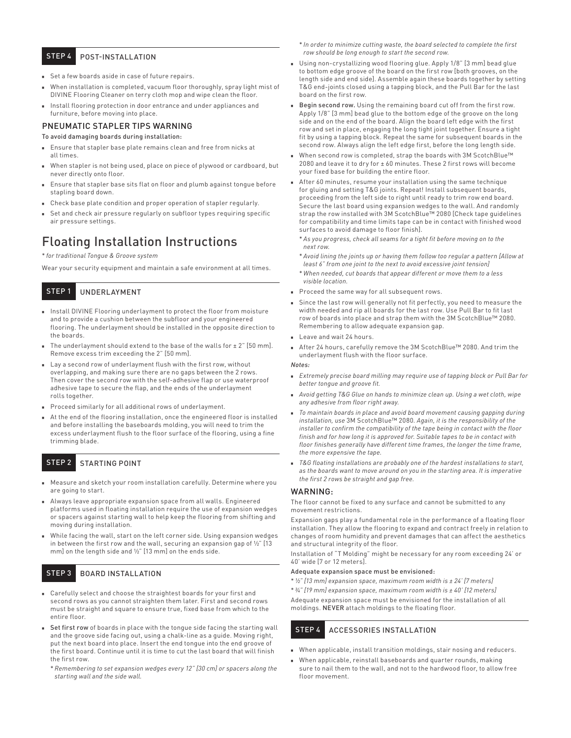## STEP 4 POST-INSTALLATION

- Set a few boards aside in case of future repairs.
- When installation is completed, vacuum floor thoroughly, spray light mist of DIVINE Flooring Cleaner on terry cloth mop and wipe clean the floor.
- Install flooring protection in door entrance and under appliances and furniture, before moving into place.

### PNEUMATIC STAPLER TIPS WARNING

To avoid damaging boards during installation:

- Ensure that stapler base plate remains clean and free from nicks at all times.
- When stapler is not being used, place on piece of plywood or cardboard, but never directly onto floor.
- Ensure that stapler base sits flat on floor and plumb against tongue before stapling board down.
- Check base plate condition and proper operation of stapler regularly.
- Set and check air pressure regularly on subfloor types requiring specific air pressure settings.

# Floating Installation Instructions

*\* for traditional Tongue & Groove system*

Wear your security equipment and maintain a safe environment at all times.

## STEP 1 UNDERLAYMENT

- Install DIVINE Flooring underlayment to protect the floor from moisture and to provide a cushion between the subfloor and your engineered flooring. The underlayment should be installed in the opposite direction to the boards.
- The underlayment should extend to the base of the walls for ± 2" [50 mm]. Remove excess trim exceeding the 2" [50 mm].
- Lay a second row of underlayment flush with the first row, without overlapping, and making sure there are no gaps between the 2 rows. Then cover the second row with the self-adhesive flap or use waterproof adhesive tape to secure the flap, and the ends of the underlayment rolls together.
- Proceed similarly for all additional rows of underlayment.
- At the end of the flooring installation, once the engineered floor is installed and before installing the baseboards molding, you will need to trim the excess underlayment flush to the floor surface of the flooring, using a fine trimming blade.

## STEP 2 STARTING POINT

- Measure and sketch your room installation carefully. Determine where you are going to start.
- Always leave appropriate expansion space from all walls. Engineered platforms used in floating installation require the use of expansion wedges or spacers against starting wall to help keep the flooring from shifting and moving during installation.
- While facing the wall, start on the left corner side. Using expansion wedges in between the first row and the wall, securing an expansion gap of ½" [13 mm] on the length side and ½" [13 mm] on the ends side.

## STEP 3 BOARD INSTALLATION

- Carefully select and choose the straightest boards for your first and second rows as you cannot straighten them later. First and second rows must be straight and square to ensure true, fixed base from which to the entire floor.
- **Set first row** of boards in place with the tongue side facing the starting wall and the groove side facing out, using a chalk-line as a guide. Moving right, put the next board into place. Insert the end tongue into the end groove of the first board. Continue until it is time to cut the last board that will finish the first row.

  *\* Remembering to set expansion wedges every 12" [30 cm] or spacers along the starting wall and the side wall.*

  *\* In order to minimize cutting waste, the board selected to complete the first row should be long enough to start the second row.*
- Using non-crystallizing wood flooring glue. Apply 1/8" [3 mm] bead glue to bottom edge groove of the board on the first row [both grooves, on the length side and end side]. Assemble again these boards together by setting T&G end-joints closed using a tapping block, and the Pull Bar for the last board on the first row.
- **Begin second row.** Using the remaining board cut off from the first row. Apply 1/8" [3 mm] bead glue to the bottom edge of the groove on the long side and on the end of the board. Align the board left edge with the first row and set in place, engaging the long tight joint together. Ensure a tight fit by using a tapping block. Repeat the same for subsequent boards in the second row. Always align the left edge first, before the long length side.
- When second row is completed, strap the boards with 3M ScotchBlue™ 2080 and leave it to dry for ± 60 minutes. These 2 first rows will become your fixed base for building the entire floor.
- After 60 minutes, resume your installation using the same technique for gluing and setting T&G joints. Repeat! Install subsequent boards, proceeding from the left side to right until ready to trim row end board. Secure the last board using expansion wedges to the wall. And randomly strap the row installed with 3M ScotchBlue™ 2080 [Check tape guidelines for compatibility and time limits tape can be in contact with finished wood surfaces to avoid damage to floor finish].

  *\* As you progress, check all seams for a tight fit before moving on to the next row.*

  *\* Avoid lining the joints up or having them follow too regular a pattern [Allow at least 6" from one joint to the next to avoid excessive joint tension]*

  *\* When needed, cut boards that appear different or move them to a less visible location.*
- Proceed the same way for all subsequent rows.
- Since the last row will generally not fit perfectly, you need to measure the width needed and rip all boards for the last row. Use Pull Bar to fit last row of boards into place and strap them with the 3M ScotchBlue™ 2080. Remembering to allow adequate expansion gap.
- Leave and wait 24 hours.
- After 24 hours, carefully remove the 3M ScotchBlue™ 2080. And trim the underlayment flush with the floor surface.

*Notes:*

- *Extremely precise board milling may require use of tapping block or Pull Bar for better tongue and groove fit.*
- *Avoid getting T&G Glue on hands to minimize clean up. Using a wet cloth, wipe any adhesive from floor right away.*
- *To maintain boards in place and avoid board movement causing gapping during installation, use* 3M ScotchBlue™ 2080. *Again, it is the responsibility of the installer to confirm the compatibility of the tape being in contact with the floor finish and for how long it is approved for. Suitable tapes to be in contact with floor finishes generally have different time frames, the longer the time frame, the more expensive the tape.*
- *T&G floating installations are probably one of the hardest installations to start, as the boards want to move around on you in the starting area. It is imperative the first 2 rows be straight and gap free.*

### WARNING:

The floor cannot be fixed to any surface and cannot be submitted to any movement restrictions.

Expansion gaps play a fundamental role in the performance of a floating floor installation. They allow the flooring to expand and contract freely in relation to changes of room humidity and prevent damages that can affect the aesthetics and structural integrity of the floor.

Installation of "T Molding" might be necessary for any room exceeding 24' or 40' wide [7 or 12 meters].

Adequate expansion space must be envisioned:

*\* ½" [13 mm] expansion space, maximum room width is ± 24' [7 meters]*

*\* ¾" [19 mm] expansion space, maximum room width is ± 40' [12 meters]*

Adequate expansion space must be envisioned for the installation of all moldings. **NEVER** attach moldings to the floating floor.

## STEP 4 ACCESSORIES INSTALLATION

- When applicable, install transition moldings, stair nosing and reducers.
- When applicable, reinstall baseboards and quarter rounds, making sure to nail them to the wall, and not to the hardwood floor, to allow free floor movement.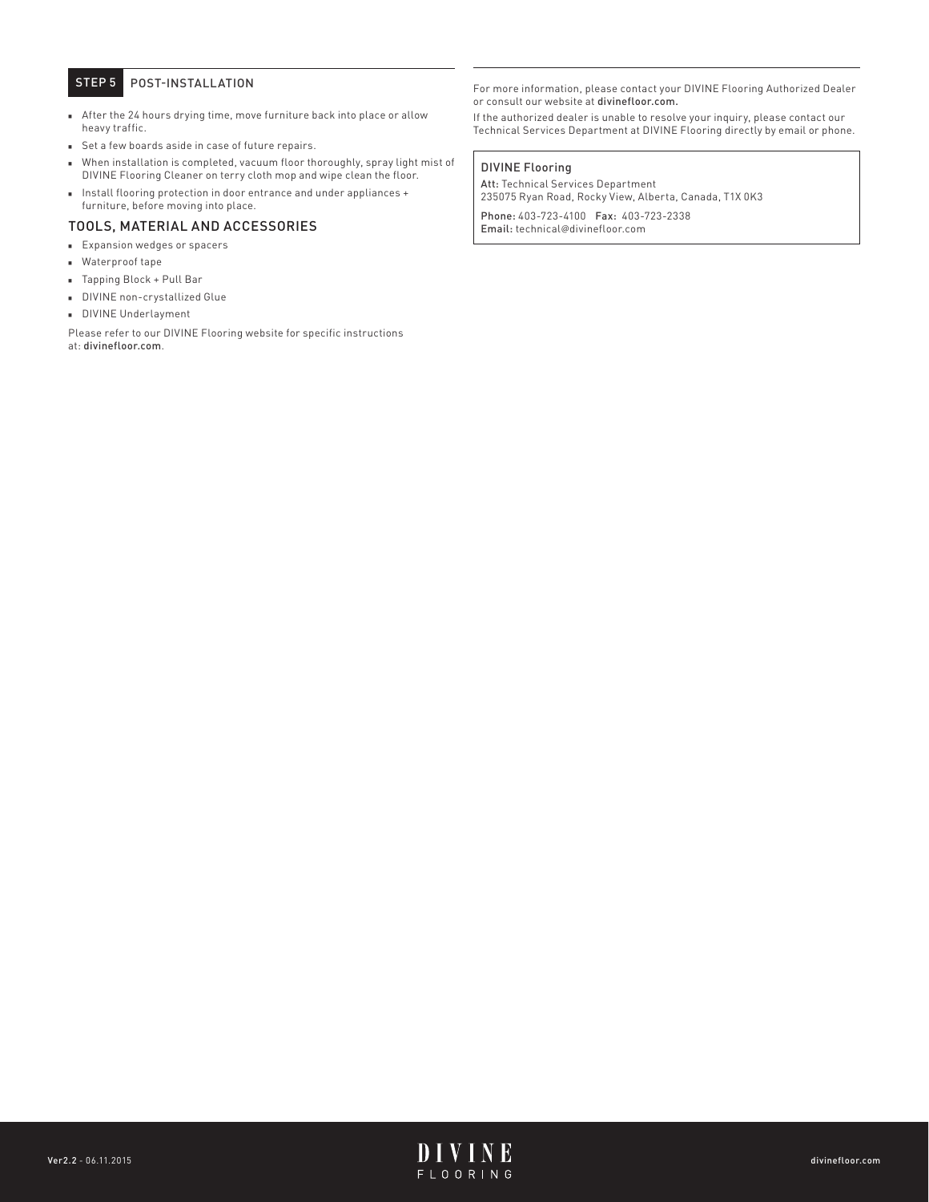## STEP 5 POST-INSTALLATION

- After the 24 hours drying time, move furniture back into place or allow heavy traffic.
- Set a few boards aside in case of future repairs.
- When installation is completed, vacuum floor thoroughly, spray light mist of DIVINE Flooring Cleaner on terry cloth mop and wipe clean the floor.
- Install flooring protection in door entrance and under appliances + furniture, before moving into place.

## TOOLS, MATERIAL AND ACCESSORIES

- Expansion wedges or spacers
- Waterproof tape
- Tapping Block + Pull Bar
- DIVINE non-crystallized Glue
- DIVINE Underlayment

Please refer to our DIVINE Flooring website for specific instructions at: **divinefloor.com**.

For more information, please contact your DIVINE Flooring Authorized Dealer or consult our website at **divinefloor.com.**

If the authorized dealer is unable to resolve your inquiry, please contact our Technical Services Department at DIVINE Flooring directly by email or phone.

**DIVINE Flooring**

**Att:** Technical Services Department
235075 Ryan Road, Rocky View, Alberta, Canada, T1X 0K3

**Phone:** 403-723-4100 **Fax:** 403-723-2338
**Email:** technical@divinefloor.com

**Ver2.2** - 06.11.2015